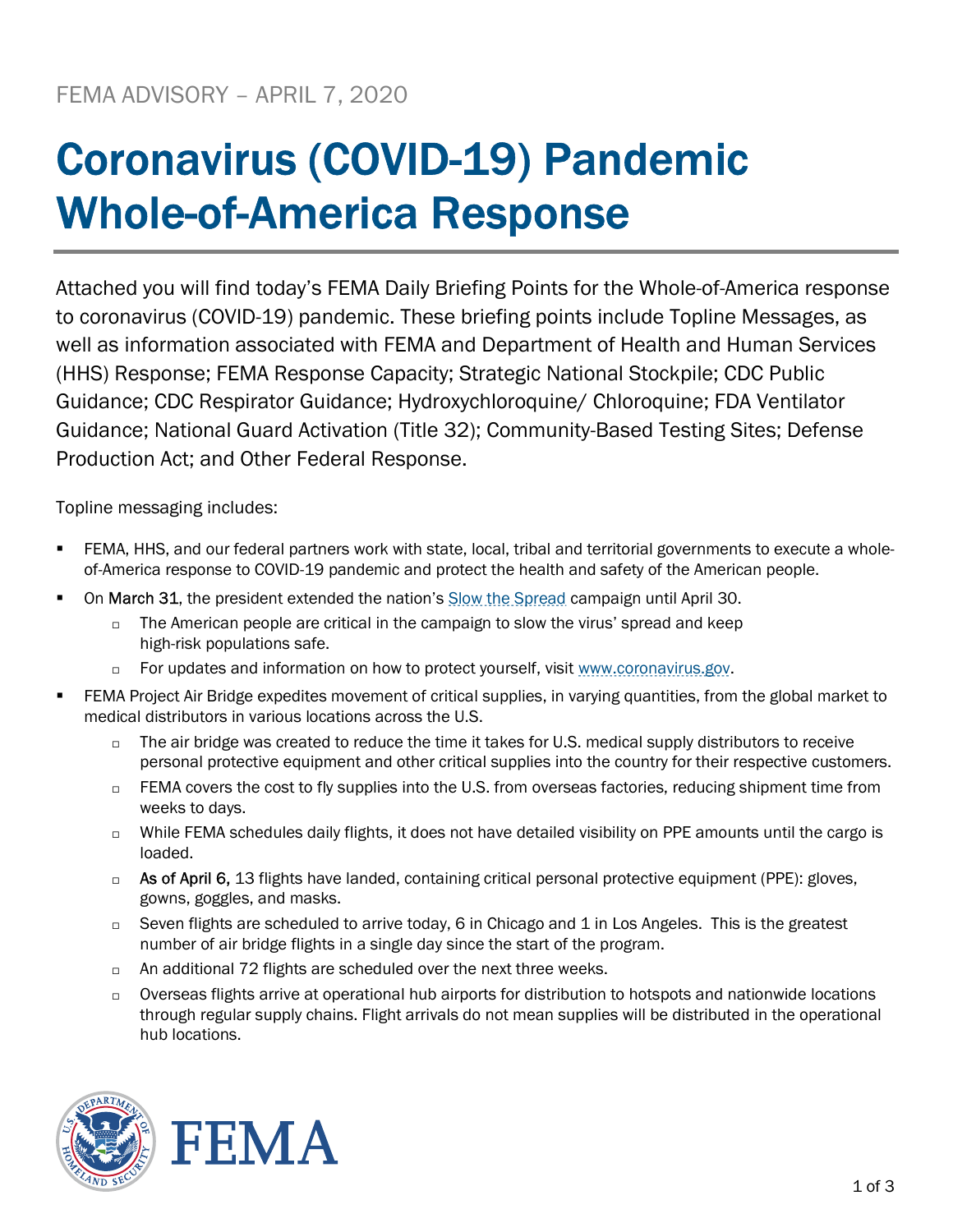FEMA ADVISORY – APRIL 7, 2020

# Coronavirus (COVID-19) Pandemic Whole-of-America Response

Attached you will find today's FEMA Daily Briefing Points for the Whole-of-America response to coronavirus (COVID-19) pandemic. These briefing points include Topline Messages, as well as information associated with FEMA and Department of Health and Human Services (HHS) Response; FEMA Response Capacity; Strategic National Stockpile; CDC Public Guidance; CDC Respirator Guidance; Hydroxychloroquine/ Chloroquine; FDA Ventilator Guidance; National Guard Activation (Title 32); Community-Based Testing Sites; Defense Production Act; and Other Federal Response.

Topline messaging includes:

- FEMA, HHS, and our federal partners work with state, local, tribal and territorial governments to execute a whole-of-America response to COVID-19 pandemic and protect the health and safety of the American people.
- On March 31, the president extended the nation's Slow the Spread campaign until April 30.
  - The American people are critical in the campaign to slow the virus' spread and keep high-risk populations safe.
  - For updates and information on how to protect yourself, visit www.coronavirus.gov.
- FEMA Project Air Bridge expedites movement of critical supplies, in varying quantities, from the global market to medical distributors in various locations across the U.S.
  - The air bridge was created to reduce the time it takes for U.S. medical supply distributors to receive personal protective equipment and other critical supplies into the country for their respective customers.
  - FEMA covers the cost to fly supplies into the U.S. from overseas factories, reducing shipment time from weeks to days.
  - While FEMA schedules daily flights, it does not have detailed visibility on PPE amounts until the cargo is loaded.
  - As of April 6, 13 flights have landed, containing critical personal protective equipment (PPE): gloves, gowns, goggles, and masks.
  - Seven flights are scheduled to arrive today, 6 in Chicago and 1 in Los Angeles. This is the greatest number of air bridge flights in a single day since the start of the program.
  - An additional 72 flights are scheduled over the next three weeks.
  - Overseas flights arrive at operational hub airports for distribution to hotspots and nationwide locations through regular supply chains. Flight arrivals do not mean supplies will be distributed in the operational hub locations.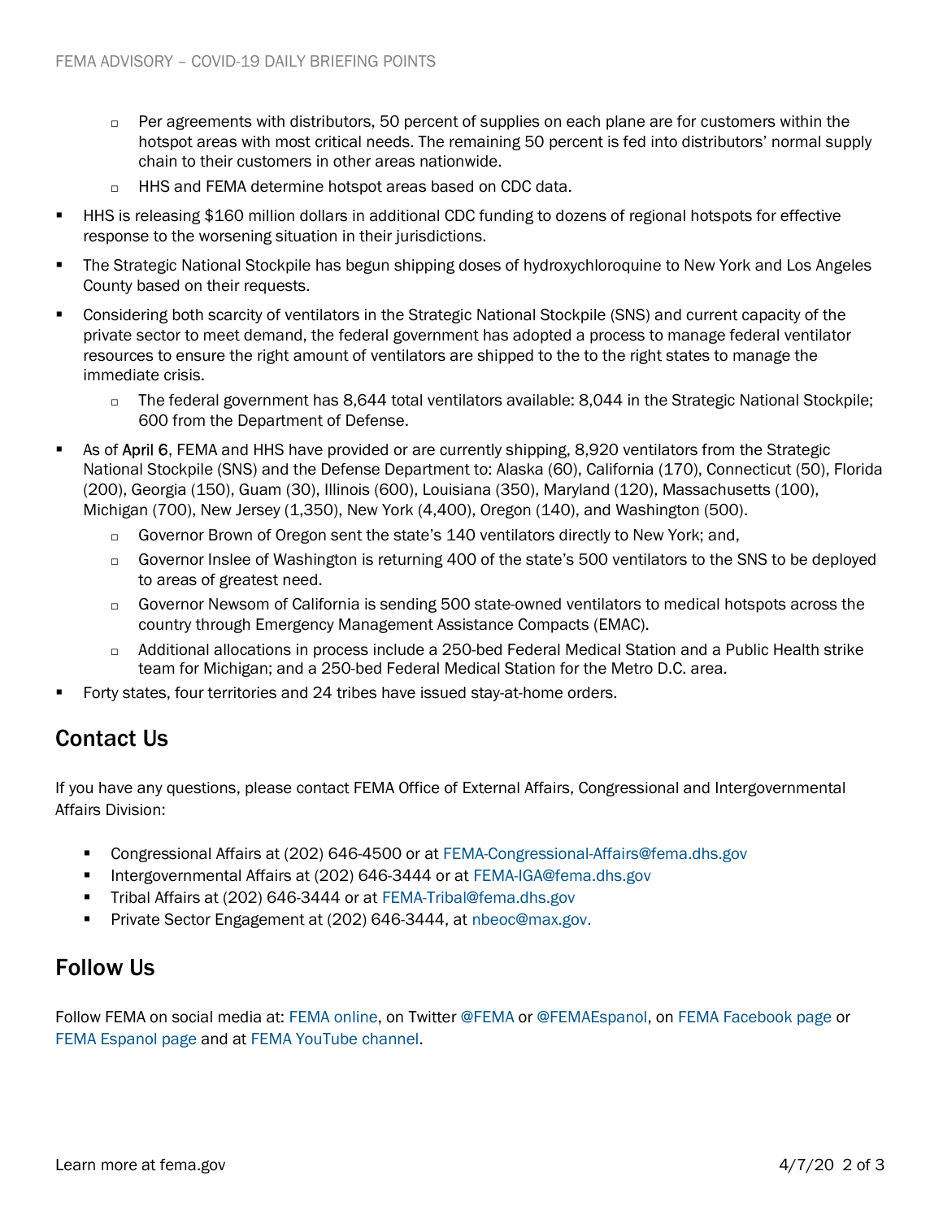- Per agreements with distributors, 50 percent of supplies on each plane are for customers within the hotspot areas with most critical needs. The remaining 50 percent is fed into distributors' normal supply chain to their customers in other areas nationwide.
- HHS and FEMA determine hotspot areas based on CDC data.

- HHS is releasing $160 million dollars in additional CDC funding to dozens of regional hotspots for effective response to the worsening situation in their jurisdictions.
- The Strategic National Stockpile has begun shipping doses of hydroxychloroquine to New York and Los Angeles County based on their requests.
- Considering both scarcity of ventilators in the Strategic National Stockpile (SNS) and current capacity of the private sector to meet demand, the federal government has adopted a process to manage federal ventilator resources to ensure the right amount of ventilators are shipped to the to the right states to manage the immediate crisis.
  - The federal government has 8,644 total ventilators available: 8,044 in the Strategic National Stockpile; 600 from the Department of Defense.
- As of April 6, FEMA and HHS have provided or are currently shipping, 8,920 ventilators from the Strategic National Stockpile (SNS) and the Defense Department to: Alaska (60), California (170), Connecticut (50), Florida (200), Georgia (150), Guam (30), Illinois (600), Louisiana (350), Maryland (120), Massachusetts (100), Michigan (700), New Jersey (1,350), New York (4,400), Oregon (140), and Washington (500).
  - Governor Brown of Oregon sent the state's 140 ventilators directly to New York; and,
  - Governor Inslee of Washington is returning 400 of the state's 500 ventilators to the SNS to be deployed to areas of greatest need.
  - Governor Newsom of California is sending 500 state-owned ventilators to medical hotspots across the country through Emergency Management Assistance Compacts (EMAC).
  - Additional allocations in process include a 250-bed Federal Medical Station and a Public Health strike team for Michigan; and a 250-bed Federal Medical Station for the Metro D.C. area.
- Forty states, four territories and 24 tribes have issued stay-at-home orders.

## Contact Us

If you have any questions, please contact FEMA Office of External Affairs, Congressional and Intergovernmental Affairs Division:

- Congressional Affairs at (202) 646-4500 or at FEMA-Congressional-Affairs@fema.dhs.gov
- Intergovernmental Affairs at (202) 646-3444 or at FEMA-IGA@fema.dhs.gov
- Tribal Affairs at (202) 646-3444 or at FEMA-Tribal@fema.dhs.gov
- Private Sector Engagement at (202) 646-3444, at nbeoc@max.gov.

## Follow Us

Follow FEMA on social media at: FEMA online, on Twitter @FEMA or @FEMAEspanol, on FEMA Facebook page or FEMA Espanol page and at FEMA YouTube channel.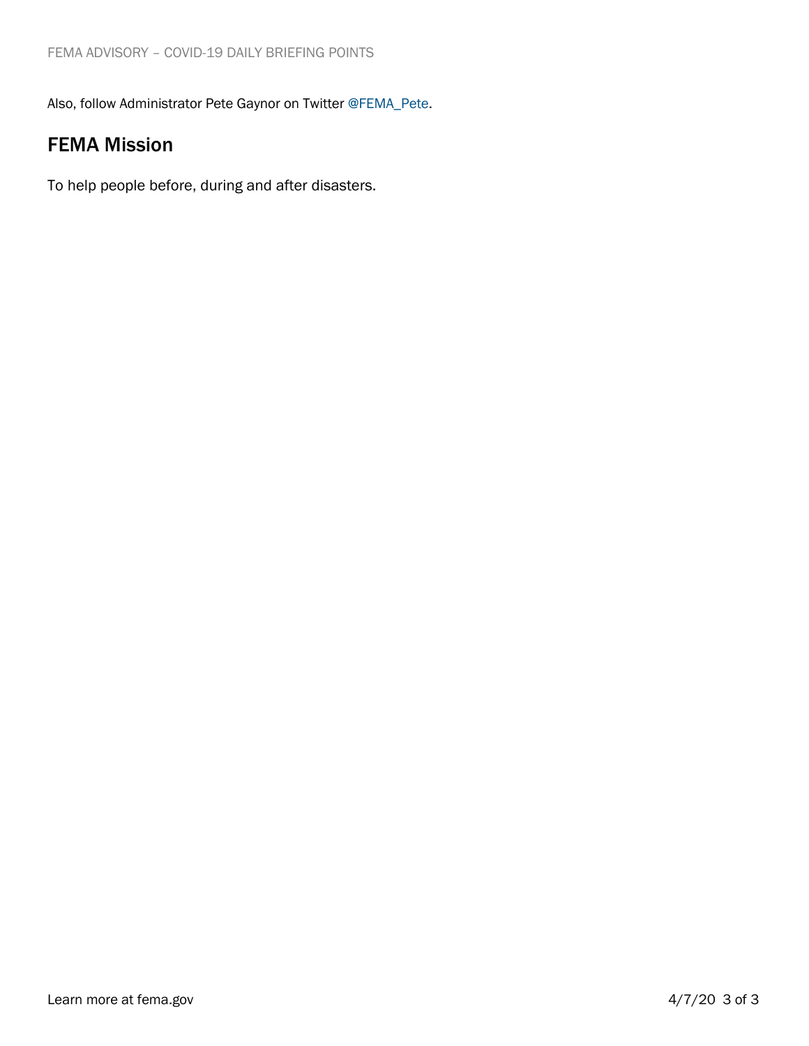Also, follow Administrator Pete Gaynor on Twitter @FEMA_Pete.

## FEMA Mission

To help people before, during and after disasters.